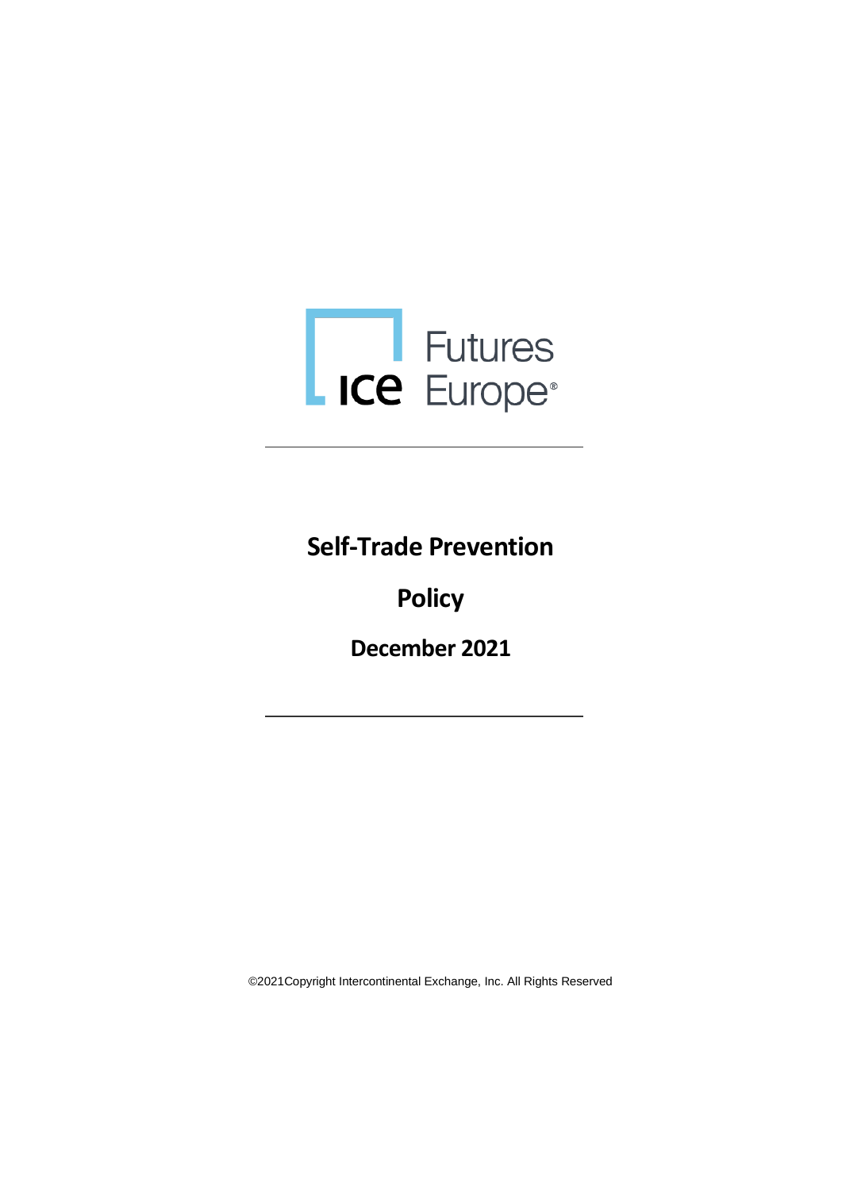ICE Futures Europe

# Self-Trade Prevention

# Policy

# December 2021

©2021Copyright Intercontinental Exchange, Inc. All Rights Reserved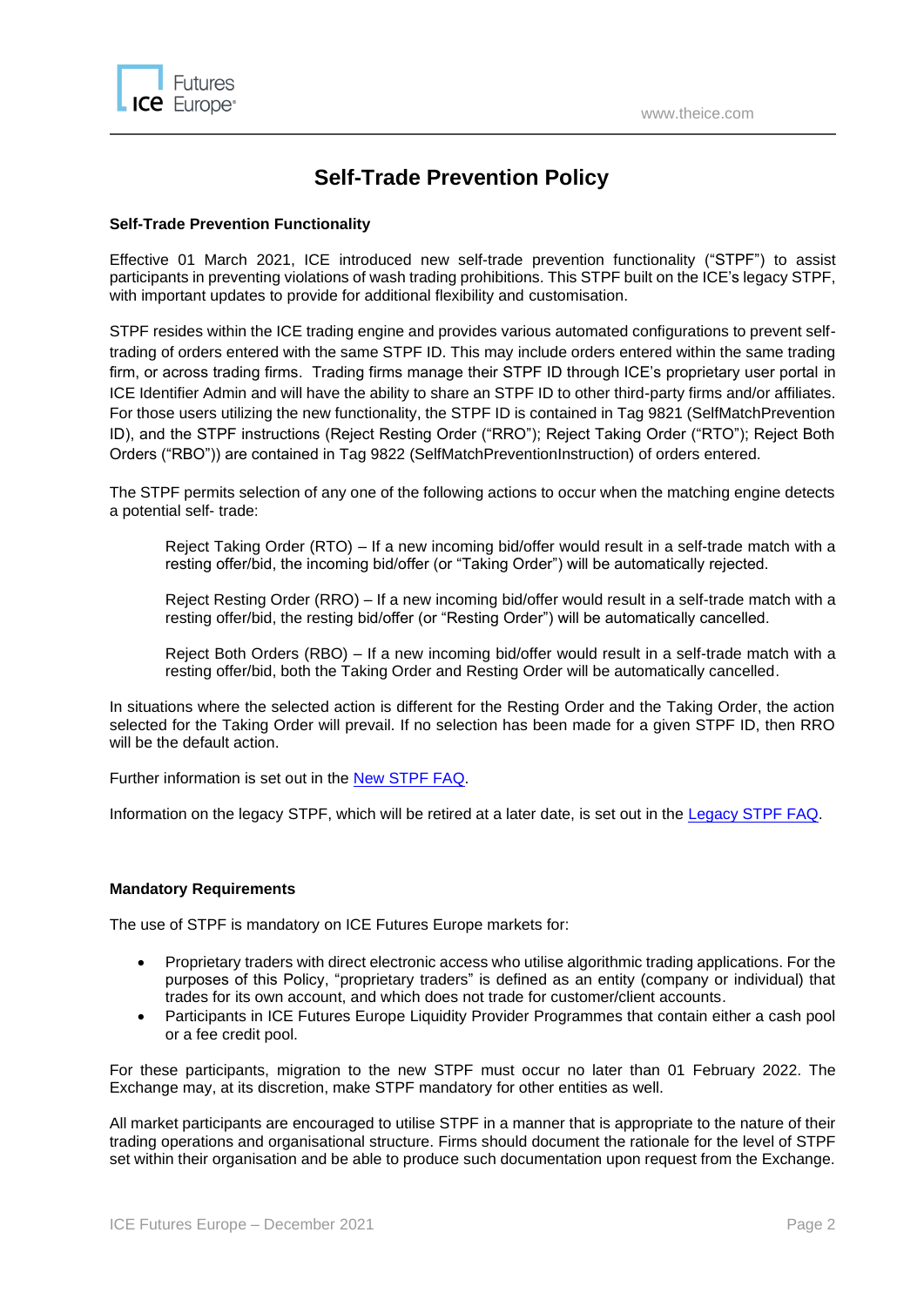# Self-Trade Prevention Policy

### Self-Trade Prevention Functionality

Effective 01 March 2021, ICE introduced new self-trade prevention functionality ("STPF") to assist participants in preventing violations of wash trading prohibitions. This STPF built on the ICE's legacy STPF, with important updates to provide for additional flexibility and customisation.

STPF resides within the ICE trading engine and provides various automated configurations to prevent self-trading of orders entered with the same STPF ID. This may include orders entered within the same trading firm, or across trading firms. Trading firms manage their STPF ID through ICE's proprietary user portal in ICE Identifier Admin and will have the ability to share an STPF ID to other third-party firms and/or affiliates. For those users utilizing the new functionality, the STPF ID is contained in Tag 9821 (SelfMatchPrevention ID), and the STPF instructions (Reject Resting Order ("RRO"); Reject Taking Order ("RTO"); Reject Both Orders ("RBO")) are contained in Tag 9822 (SelfMatchPreventionInstruction) of orders entered.

The STPF permits selection of any one of the following actions to occur when the matching engine detects a potential self- trade:

> Reject Taking Order (RTO) – If a new incoming bid/offer would result in a self-trade match with a resting offer/bid, the incoming bid/offer (or "Taking Order") will be automatically rejected.
>
> Reject Resting Order (RRO) – If a new incoming bid/offer would result in a self-trade match with a resting offer/bid, the resting bid/offer (or "Resting Order") will be automatically cancelled.
>
> Reject Both Orders (RBO) – If a new incoming bid/offer would result in a self-trade match with a resting offer/bid, both the Taking Order and Resting Order will be automatically cancelled.

In situations where the selected action is different for the Resting Order and the Taking Order, the action selected for the Taking Order will prevail. If no selection has been made for a given STPF ID, then RRO will be the default action.

Further information is set out in the New STPF FAQ.

Information on the legacy STPF, which will be retired at a later date, is set out in the Legacy STPF FAQ.

### Mandatory Requirements

The use of STPF is mandatory on ICE Futures Europe markets for:

- Proprietary traders with direct electronic access who utilise algorithmic trading applications. For the purposes of this Policy, "proprietary traders" is defined as an entity (company or individual) that trades for its own account, and which does not trade for customer/client accounts.
- Participants in ICE Futures Europe Liquidity Provider Programmes that contain either a cash pool or a fee credit pool.

For these participants, migration to the new STPF must occur no later than 01 February 2022. The Exchange may, at its discretion, make STPF mandatory for other entities as well.

All market participants are encouraged to utilise STPF in a manner that is appropriate to the nature of their trading operations and organisational structure. Firms should document the rationale for the level of STPF set within their organisation and be able to produce such documentation upon request from the Exchange.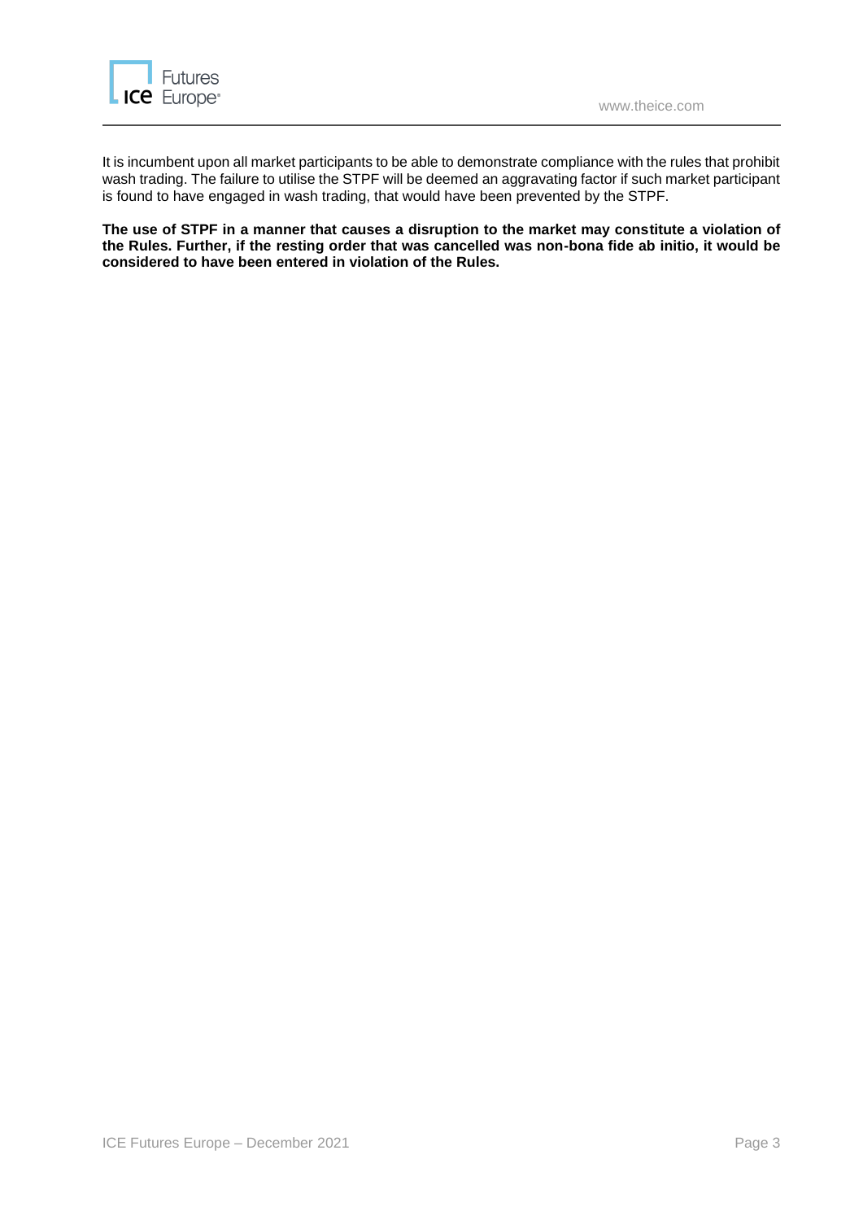It is incumbent upon all market participants to be able to demonstrate compliance with the rules that prohibit wash trading. The failure to utilise the STPF will be deemed an aggravating factor if such market participant is found to have engaged in wash trading, that would have been prevented by the STPF.

**The use of STPF in a manner that causes a disruption to the market may constitute a violation of the Rules. Further, if the resting order that was cancelled was non-bona fide ab initio, it would be considered to have been entered in violation of the Rules.**